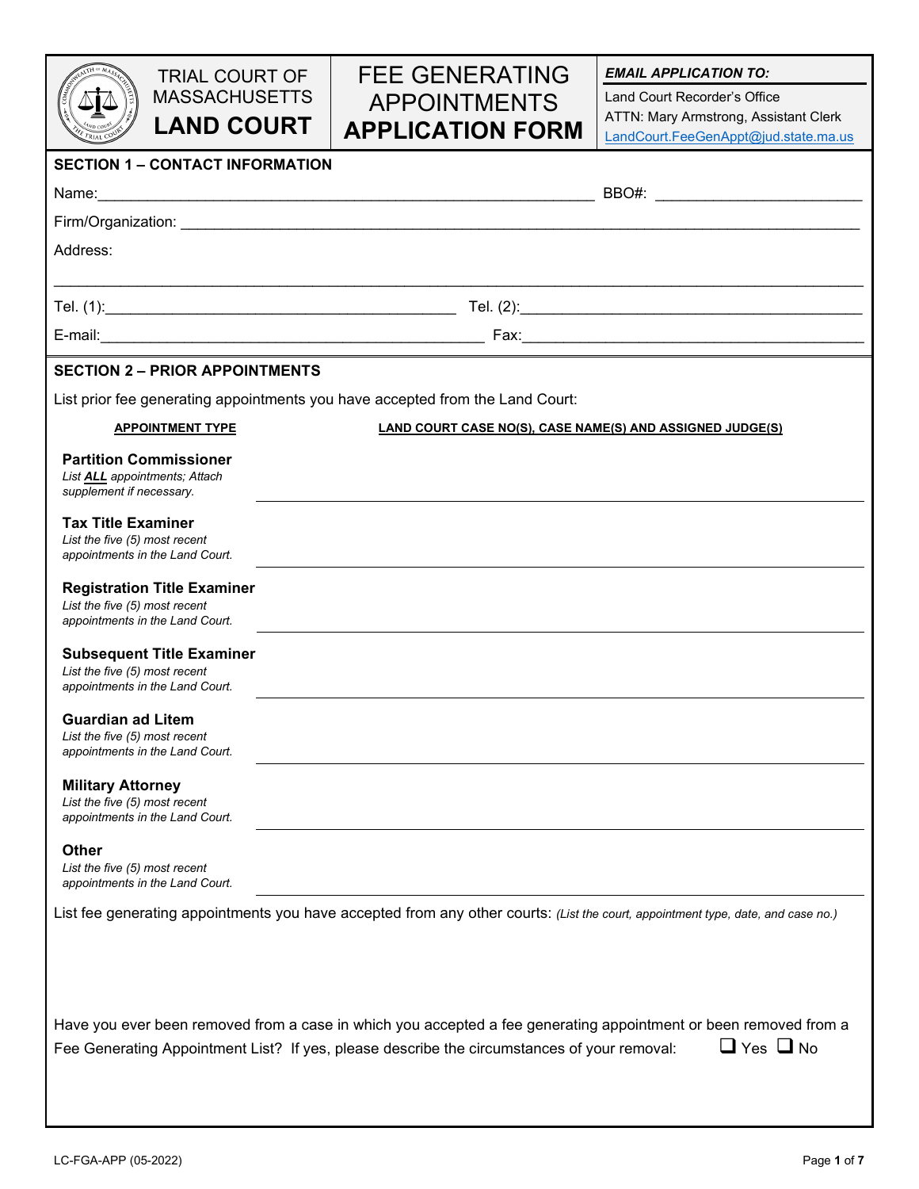TRIAL COURT OF MASSACHUSETTS

# LAND COURT

# FEE GENERATING APPOINTMENTS APPLICATION FORM

***EMAIL APPLICATION TO:***

Land Court Recorder's Office
ATTN: Mary Armstrong, Assistant Clerk
LandCourt.FeeGenAppt@jud.state.ma.us

## SECTION 1 – CONTACT INFORMATION

Name:_______________________________________________ BBO#: ____________________

Firm/Organization: ______________________________________________________________

Address:

_________________________________________________________________________________

Tel. (1):_________________________________ Tel. (2):_________________________________

E-mail:__________________________________ Fax:____________________________________

## SECTION 2 – PRIOR APPOINTMENTS

List prior fee generating appointments you have accepted from the Land Court:

| APPOINTMENT TYPE | LAND COURT CASE NO(S), CASE NAME(S) AND ASSIGNED JUDGE(S) |
|---|---|
| **Partition Commissioner**<br>*List **ALL** appointments; Attach supplement if necessary.* | |
| **Tax Title Examiner**<br>*List the five (5) most recent appointments in the Land Court.* | |
| **Registration Title Examiner**<br>*List the five (5) most recent appointments in the Land Court.* | |
| **Subsequent Title Examiner**<br>*List the five (5) most recent appointments in the Land Court.* | |
| **Guardian ad Litem**<br>*List the five (5) most recent appointments in the Land Court.* | |
| **Military Attorney**<br>*List the five (5) most recent appointments in the Land Court.* | |
| **Other**<br>*List the five (5) most recent appointments in the Land Court.* | |

List fee generating appointments you have accepted from any other courts: *(List the court, appointment type, date, and case no.)*

Have you ever been removed from a case in which you accepted a fee generating appointment or been removed from a Fee Generating Appointment List? If yes, please describe the circumstances of your removal: ☐ Yes ☐ No

LC-FGA-APP (05-2022)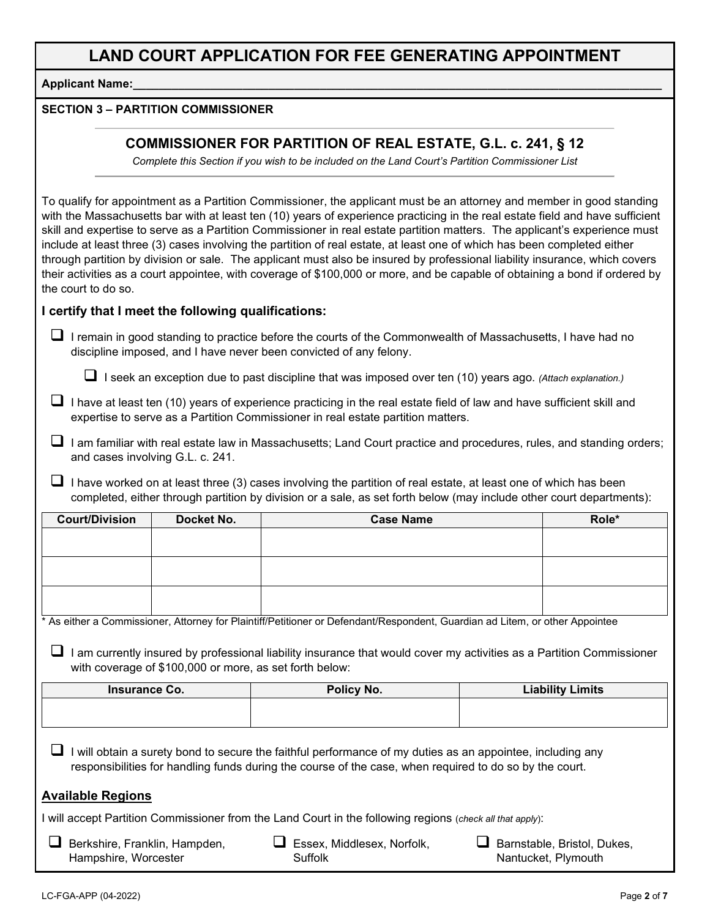# LAND COURT APPLICATION FOR FEE GENERATING APPOINTMENT

**Applicant Name:**\_\_\_\_\_\_\_\_\_\_\_\_\_\_\_\_\_\_\_\_\_\_\_\_\_\_\_\_\_\_\_\_\_\_\_\_\_\_\_\_\_\_\_\_\_\_\_\_\_\_\_\_\_\_\_\_\_\_\_\_\_\_\_\_

**SECTION 3 – PARTITION COMMISSIONER**

## COMMISSIONER FOR PARTITION OF REAL ESTATE, G.L. c. 241, § 12

*Complete this Section if you wish to be included on the Land Court's Partition Commissioner List*

To qualify for appointment as a Partition Commissioner, the applicant must be an attorney and member in good standing with the Massachusetts bar with at least ten (10) years of experience practicing in the real estate field and have sufficient skill and expertise to serve as a Partition Commissioner in real estate partition matters. The applicant's experience must include at least three (3) cases involving the partition of real estate, at least one of which has been completed either through partition by division or sale. The applicant must also be insured by professional liability insurance, which covers their activities as a court appointee, with coverage of $100,000 or more, and be capable of obtaining a bond if ordered by the court to do so.

### I certify that I meet the following qualifications:

- ☐ I remain in good standing to practice before the courts of the Commonwealth of Massachusetts, I have had no discipline imposed, and I have never been convicted of any felony.
  - ☐ I seek an exception due to past discipline that was imposed over ten (10) years ago. *(Attach explanation.)*
- ☐ I have at least ten (10) years of experience practicing in the real estate field of law and have sufficient skill and expertise to serve as a Partition Commissioner in real estate partition matters.
- ☐ I am familiar with real estate law in Massachusetts; Land Court practice and procedures, rules, and standing orders; and cases involving G.L. c. 241.
- ☐ I have worked on at least three (3) cases involving the partition of real estate, at least one of which has been completed, either through partition by division or a sale, as set forth below (may include other court departments):

| Court/Division | Docket No. | Case Name | Role* |
|---|---|---|---|
| | | | |
| | | | |
| | | | |

\* As either a Commissioner, Attorney for Plaintiff/Petitioner or Defendant/Respondent, Guardian ad Litem, or other Appointee

- ☐ I am currently insured by professional liability insurance that would cover my activities as a Partition Commissioner with coverage of $100,000 or more, as set forth below:

| Insurance Co. | Policy No. | Liability Limits |
|---|---|---|
| | | |

- ☐ I will obtain a surety bond to secure the faithful performance of my duties as an appointee, including any responsibilities for handling funds during the course of the case, when required to do so by the court.

### Available Regions

I will accept Partition Commissioner from the Land Court in the following regions (*check all that apply*):

- ☐ Berkshire, Franklin, Hampden, Hampshire, Worcester
- ☐ Essex, Middlesex, Norfolk, Suffolk
- ☐ Barnstable, Bristol, Dukes, Nantucket, Plymouth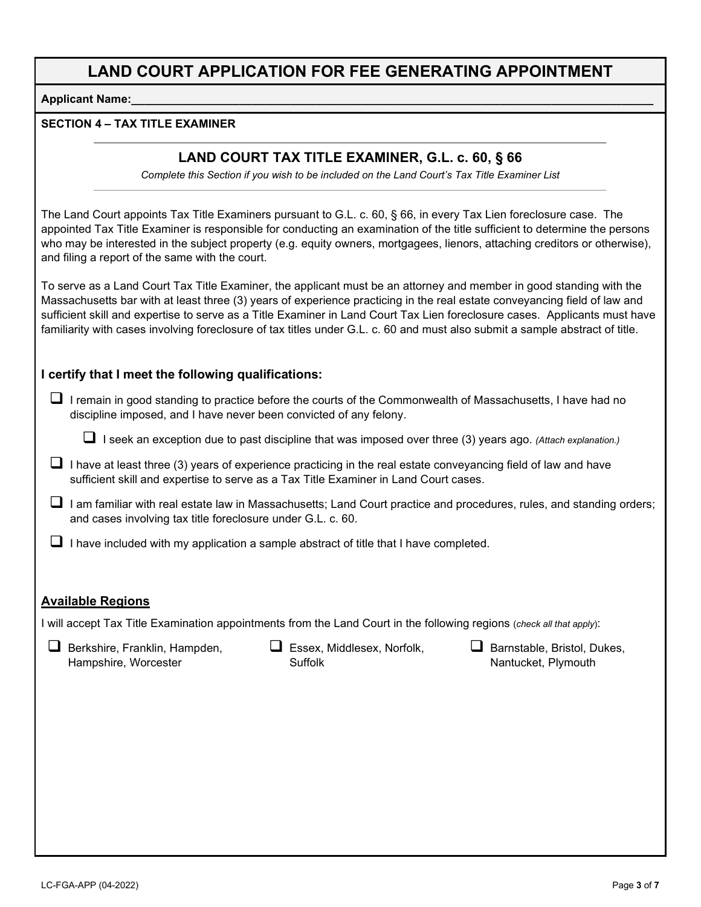# LAND COURT APPLICATION FOR FEE GENERATING APPOINTMENT

**Applicant Name:**\_\_\_\_\_\_\_\_\_\_\_\_\_\_\_\_\_\_\_\_\_\_\_\_\_\_\_\_\_\_\_\_\_\_\_\_\_\_\_\_\_\_\_\_\_\_\_\_

**SECTION 4 – TAX TITLE EXAMINER**

## LAND COURT TAX TITLE EXAMINER, G.L. c. 60, § 66

*Complete this Section if you wish to be included on the Land Court's Tax Title Examiner List*

The Land Court appoints Tax Title Examiners pursuant to G.L. c. 60, § 66, in every Tax Lien foreclosure case. The appointed Tax Title Examiner is responsible for conducting an examination of the title sufficient to determine the persons who may be interested in the subject property (e.g. equity owners, mortgagees, lienors, attaching creditors or otherwise), and filing a report of the same with the court.

To serve as a Land Court Tax Title Examiner, the applicant must be an attorney and member in good standing with the Massachusetts bar with at least three (3) years of experience practicing in the real estate conveyancing field of law and sufficient skill and expertise to serve as a Title Examiner in Land Court Tax Lien foreclosure cases. Applicants must have familiarity with cases involving foreclosure of tax titles under G.L. c. 60 and must also submit a sample abstract of title.

### I certify that I meet the following qualifications:

- ☐ I remain in good standing to practice before the courts of the Commonwealth of Massachusetts, I have had no discipline imposed, and I have never been convicted of any felony.
  - ☐ I seek an exception due to past discipline that was imposed over three (3) years ago. *(Attach explanation.)*
- ☐ I have at least three (3) years of experience practicing in the real estate conveyancing field of law and have sufficient skill and expertise to serve as a Tax Title Examiner in Land Court cases.
- ☐ I am familiar with real estate law in Massachusetts; Land Court practice and procedures, rules, and standing orders; and cases involving tax title foreclosure under G.L. c. 60.
- ☐ I have included with my application a sample abstract of title that I have completed.

### <u>Available Regions</u>

I will accept Tax Title Examination appointments from the Land Court in the following regions (*check all that apply*):

- ☐ Berkshire, Franklin, Hampden, Hampshire, Worcester
- ☐ Essex, Middlesex, Norfolk, Suffolk
- ☐ Barnstable, Bristol, Dukes, Nantucket, Plymouth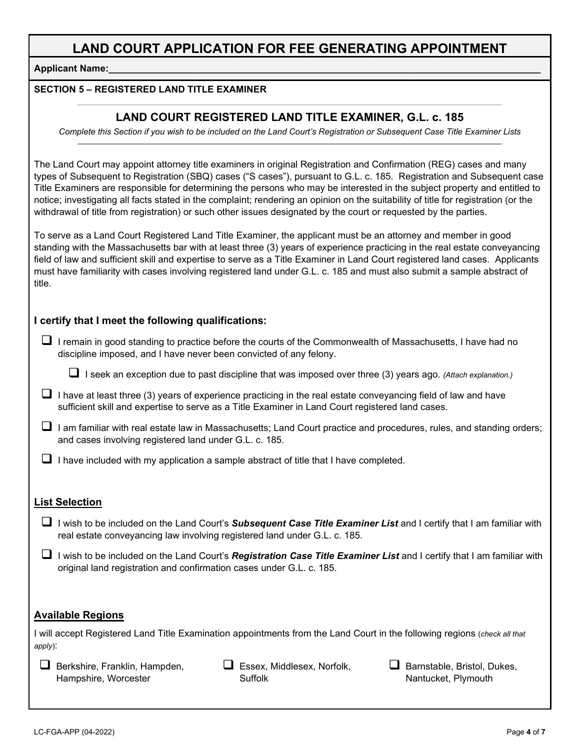# LAND COURT APPLICATION FOR FEE GENERATING APPOINTMENT

**Applicant Name:**\_\_\_\_\_\_\_\_\_\_\_\_\_\_\_\_\_\_\_\_\_\_\_\_\_\_\_\_\_\_\_\_\_\_\_\_\_\_\_\_\_\_\_\_\_\_\_\_\_\_\_\_\_\_\_\_\_\_\_\_\_\_\_\_\_\_\_\_\_\_\_\_\_\_

**SECTION 5 – REGISTERED LAND TITLE EXAMINER**

## LAND COURT REGISTERED LAND TITLE EXAMINER, G.L. c. 185

*Complete this Section if you wish to be included on the Land Court's Registration or Subsequent Case Title Examiner Lists*

The Land Court may appoint attorney title examiners in original Registration and Confirmation (REG) cases and many types of Subsequent to Registration (SBQ) cases ("S cases"), pursuant to G.L. c. 185. Registration and Subsequent case Title Examiners are responsible for determining the persons who may be interested in the subject property and entitled to notice; investigating all facts stated in the complaint; rendering an opinion on the suitability of title for registration (or the withdrawal of title from registration) or such other issues designated by the court or requested by the parties.

To serve as a Land Court Registered Land Title Examiner, the applicant must be an attorney and member in good standing with the Massachusetts bar with at least three (3) years of experience practicing in the real estate conveyancing field of law and sufficient skill and expertise to serve as a Title Examiner in Land Court registered land cases. Applicants must have familiarity with cases involving registered land under G.L. c. 185 and must also submit a sample abstract of title.

### I certify that I meet the following qualifications:

- ☐ I remain in good standing to practice before the courts of the Commonwealth of Massachusetts, I have had no discipline imposed, and I have never been convicted of any felony.
  - ☐ I seek an exception due to past discipline that was imposed over three (3) years ago. *(Attach explanation.)*
- ☐ I have at least three (3) years of experience practicing in the real estate conveyancing field of law and have sufficient skill and expertise to serve as a Title Examiner in Land Court registered land cases.
- ☐ I am familiar with real estate law in Massachusetts; Land Court practice and procedures, rules, and standing orders; and cases involving registered land under G.L. c. 185.
- ☐ I have included with my application a sample abstract of title that I have completed.

### List Selection

- ☐ I wish to be included on the Land Court's ***Subsequent Case Title Examiner List*** and I certify that I am familiar with real estate conveyancing law involving registered land under G.L. c. 185.
- ☐ I wish to be included on the Land Court's ***Registration Case Title Examiner List*** and I certify that I am familiar with original land registration and confirmation cases under G.L. c. 185.

### Available Regions

I will accept Registered Land Title Examination appointments from the Land Court in the following regions (*check all that apply*):

- ☐ Berkshire, Franklin, Hampden, Hampshire, Worcester
- ☐ Essex, Middlesex, Norfolk, Suffolk
- ☐ Barnstable, Bristol, Dukes, Nantucket, Plymouth

LC-FGA-APP (04-2022)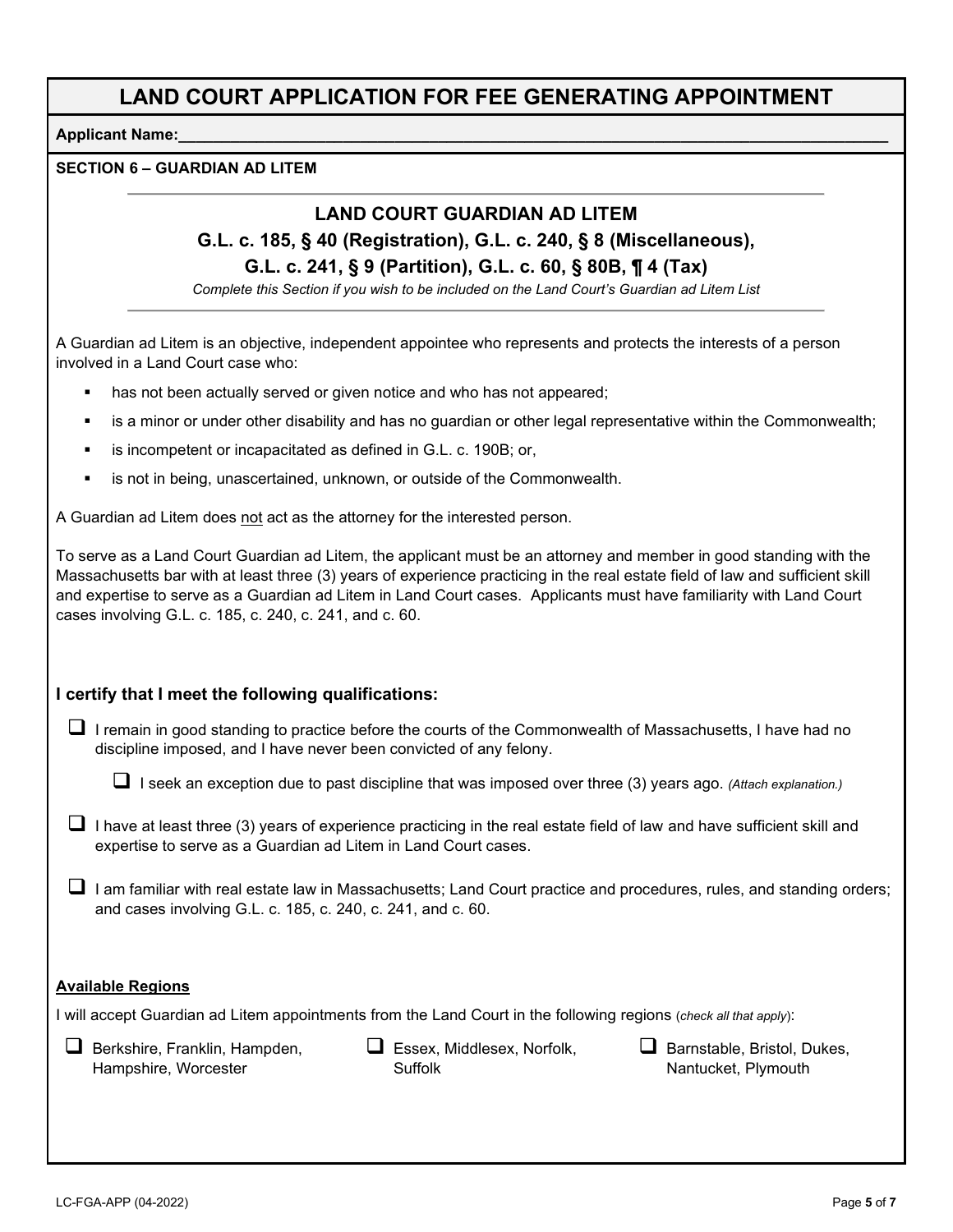# LAND COURT APPLICATION FOR FEE GENERATING APPOINTMENT

**Applicant Name:**\_\_\_\_\_\_\_\_\_\_\_\_\_\_\_\_\_\_\_\_\_\_\_\_\_\_\_\_\_\_\_\_\_\_\_\_\_\_\_\_\_\_\_\_\_\_\_\_\_\_\_\_\_\_\_\_\_\_\_\_\_\_\_\_\_\_\_\_\_\_

**SECTION 6 – GUARDIAN AD LITEM**

---

## LAND COURT GUARDIAN AD LITEM

### G.L. c. 185, § 40 (Registration), G.L. c. 240, § 8 (Miscellaneous), G.L. c. 241, § 9 (Partition), G.L. c. 60, § 80B, ¶ 4 (Tax)

*Complete this Section if you wish to be included on the Land Court's Guardian ad Litem List*

---

A Guardian ad Litem is an objective, independent appointee who represents and protects the interests of a person involved in a Land Court case who:

- has not been actually served or given notice and who has not appeared;
- is a minor or under other disability and has no guardian or other legal representative within the Commonwealth;
- is incompetent or incapacitated as defined in G.L. c. 190B; or,
- is not in being, unascertained, unknown, or outside of the Commonwealth.

A Guardian ad Litem does <u>not</u> act as the attorney for the interested person.

To serve as a Land Court Guardian ad Litem, the applicant must be an attorney and member in good standing with the Massachusetts bar with at least three (3) years of experience practicing in the real estate field of law and sufficient skill and expertise to serve as a Guardian ad Litem in Land Court cases. Applicants must have familiarity with Land Court cases involving G.L. c. 185, c. 240, c. 241, and c. 60.

### I certify that I meet the following qualifications:

- ☐ I remain in good standing to practice before the courts of the Commonwealth of Massachusetts, I have had no discipline imposed, and I have never been convicted of any felony.
  - ☐ I seek an exception due to past discipline that was imposed over three (3) years ago. *(Attach explanation.)*
- ☐ I have at least three (3) years of experience practicing in the real estate field of law and have sufficient skill and expertise to serve as a Guardian ad Litem in Land Court cases.
- ☐ I am familiar with real estate law in Massachusetts; Land Court practice and procedures, rules, and standing orders; and cases involving G.L. c. 185, c. 240, c. 241, and c. 60.

**<u>Available Regions</u>**

I will accept Guardian ad Litem appointments from the Land Court in the following regions (*check all that apply*):

- ☐ Berkshire, Franklin, Hampden, Hampshire, Worcester
- ☐ Essex, Middlesex, Norfolk, Suffolk
- ☐ Barnstable, Bristol, Dukes, Nantucket, Plymouth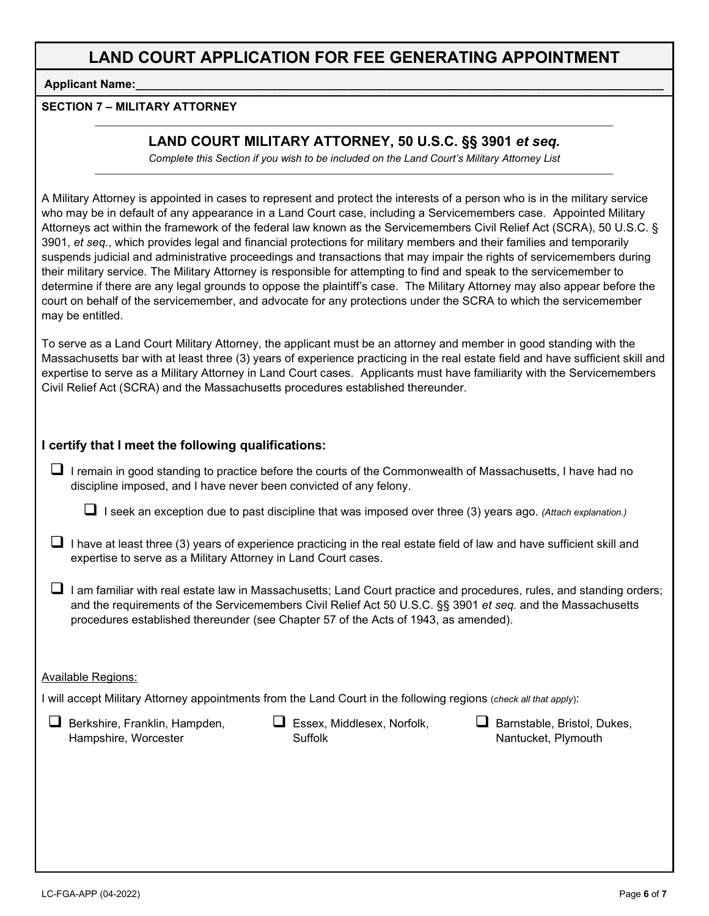# LAND COURT APPLICATION FOR FEE GENERATING APPOINTMENT

**Applicant Name:**\_\_\_\_\_\_\_\_\_\_\_\_\_\_\_\_\_\_\_\_\_\_\_\_\_\_\_\_\_\_\_\_\_\_\_\_\_\_\_\_\_\_\_\_\_\_\_\_

**SECTION 7 – MILITARY ATTORNEY**

---

## LAND COURT MILITARY ATTORNEY, 50 U.S.C. §§ 3901 *et seq.*

*Complete this Section if you wish to be included on the Land Court's Military Attorney List*

---

A Military Attorney is appointed in cases to represent and protect the interests of a person who is in the military service who may be in default of any appearance in a Land Court case, including a Servicemembers case. Appointed Military Attorneys act within the framework of the federal law known as the Servicemembers Civil Relief Act (SCRA), 50 U.S.C. § 3901, *et seq.*, which provides legal and financial protections for military members and their families and temporarily suspends judicial and administrative proceedings and transactions that may impair the rights of servicemembers during their military service. The Military Attorney is responsible for attempting to find and speak to the servicemember to determine if there are any legal grounds to oppose the plaintiff's case. The Military Attorney may also appear before the court on behalf of the servicemember, and advocate for any protections under the SCRA to which the servicemember may be entitled.

To serve as a Land Court Military Attorney, the applicant must be an attorney and member in good standing with the Massachusetts bar with at least three (3) years of experience practicing in the real estate field and have sufficient skill and expertise to serve as a Military Attorney in Land Court cases. Applicants must have familiarity with the Servicemembers Civil Relief Act (SCRA) and the Massachusetts procedures established thereunder.

### I certify that I meet the following qualifications:

- ☐ I remain in good standing to practice before the courts of the Commonwealth of Massachusetts, I have had no discipline imposed, and I have never been convicted of any felony.
  - ☐ I seek an exception due to past discipline that was imposed over three (3) years ago. *(Attach explanation.)*
- ☐ I have at least three (3) years of experience practicing in the real estate field of law and have sufficient skill and expertise to serve as a Military Attorney in Land Court cases.
- ☐ I am familiar with real estate law in Massachusetts; Land Court practice and procedures, rules, and standing orders; and the requirements of the Servicemembers Civil Relief Act 50 U.S.C. §§ 3901 *et seq.* and the Massachusetts procedures established thereunder (see Chapter 57 of the Acts of 1943, as amended).

Available Regions:

I will accept Military Attorney appointments from the Land Court in the following regions (*check all that apply*):

- ☐ Berkshire, Franklin, Hampden, Hampshire, Worcester
- ☐ Essex, Middlesex, Norfolk, Suffolk
- ☐ Barnstable, Bristol, Dukes, Nantucket, Plymouth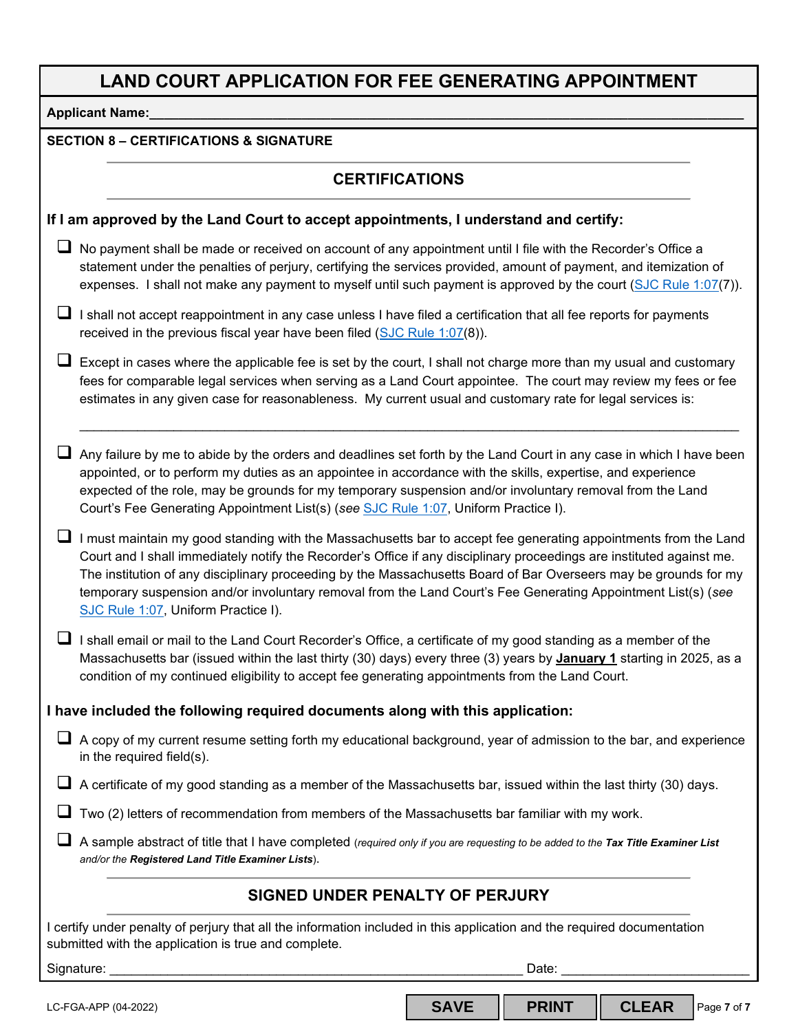# LAND COURT APPLICATION FOR FEE GENERATING APPOINTMENT

**Applicant Name:**\_\_\_\_\_\_\_\_\_\_\_\_\_\_\_\_\_\_\_\_\_\_\_\_\_\_\_\_\_\_\_\_\_\_\_\_\_\_\_\_

**SECTION 8 – CERTIFICATIONS & SIGNATURE**

## CERTIFICATIONS

**If I am approved by the Land Court to accept appointments, I understand and certify:**

- ☐ No payment shall be made or received on account of any appointment until I file with the Recorder's Office a statement under the penalties of perjury, certifying the services provided, amount of payment, and itemization of expenses. I shall not make any payment to myself until such payment is approved by the court (SJC Rule 1:07(7)).
- ☐ I shall not accept reappointment in any case unless I have filed a certification that all fee reports for payments received in the previous fiscal year have been filed (SJC Rule 1:07(8)).
- ☐ Except in cases where the applicable fee is set by the court, I shall not charge more than my usual and customary fees for comparable legal services when serving as a Land Court appointee. The court may review my fees or fee estimates in any given case for reasonableness. My current usual and customary rate for legal services is:

  \_\_\_\_\_\_\_\_\_\_\_\_\_\_\_\_\_\_\_\_\_\_\_\_\_\_\_\_\_\_\_\_\_\_\_\_\_\_\_\_

- ☐ Any failure by me to abide by the orders and deadlines set forth by the Land Court in any case in which I have been appointed, or to perform my duties as an appointee in accordance with the skills, expertise, and experience expected of the role, may be grounds for my temporary suspension and/or involuntary removal from the Land Court's Fee Generating Appointment List(s) (*see* SJC Rule 1:07, Uniform Practice I).
- ☐ I must maintain my good standing with the Massachusetts bar to accept fee generating appointments from the Land Court and I shall immediately notify the Recorder's Office if any disciplinary proceedings are instituted against me. The institution of any disciplinary proceeding by the Massachusetts Board of Bar Overseers may be grounds for my temporary suspension and/or involuntary removal from the Land Court's Fee Generating Appointment List(s) (*see* SJC Rule 1:07, Uniform Practice I).
- ☐ I shall email or mail to the Land Court Recorder's Office, a certificate of my good standing as a member of the Massachusetts bar (issued within the last thirty (30) days) every three (3) years by **January 1** starting in 2025, as a condition of my continued eligibility to accept fee generating appointments from the Land Court.

**I have included the following required documents along with this application:**

- ☐ A copy of my current resume setting forth my educational background, year of admission to the bar, and experience in the required field(s).
- ☐ A certificate of my good standing as a member of the Massachusetts bar, issued within the last thirty (30) days.
- ☐ Two (2) letters of recommendation from members of the Massachusetts bar familiar with my work.
- ☐ A sample abstract of title that I have completed (*required only if you are requesting to be added to the* ***Tax Title Examiner List*** *and/or the* ***Registered Land Title Examiner Lists***).

## SIGNED UNDER PENALTY OF PERJURY

I certify under penalty of perjury that all the information included in this application and the required documentation submitted with the application is true and complete.

Signature: \_\_\_\_\_\_\_\_\_\_\_\_\_\_\_\_\_\_\_\_\_\_\_\_\_\_\_\_\_\_\_\_ Date: \_\_\_\_\_\_\_\_\_\_\_\_\_\_\_\_

LC-FGA-APP (04-2022)